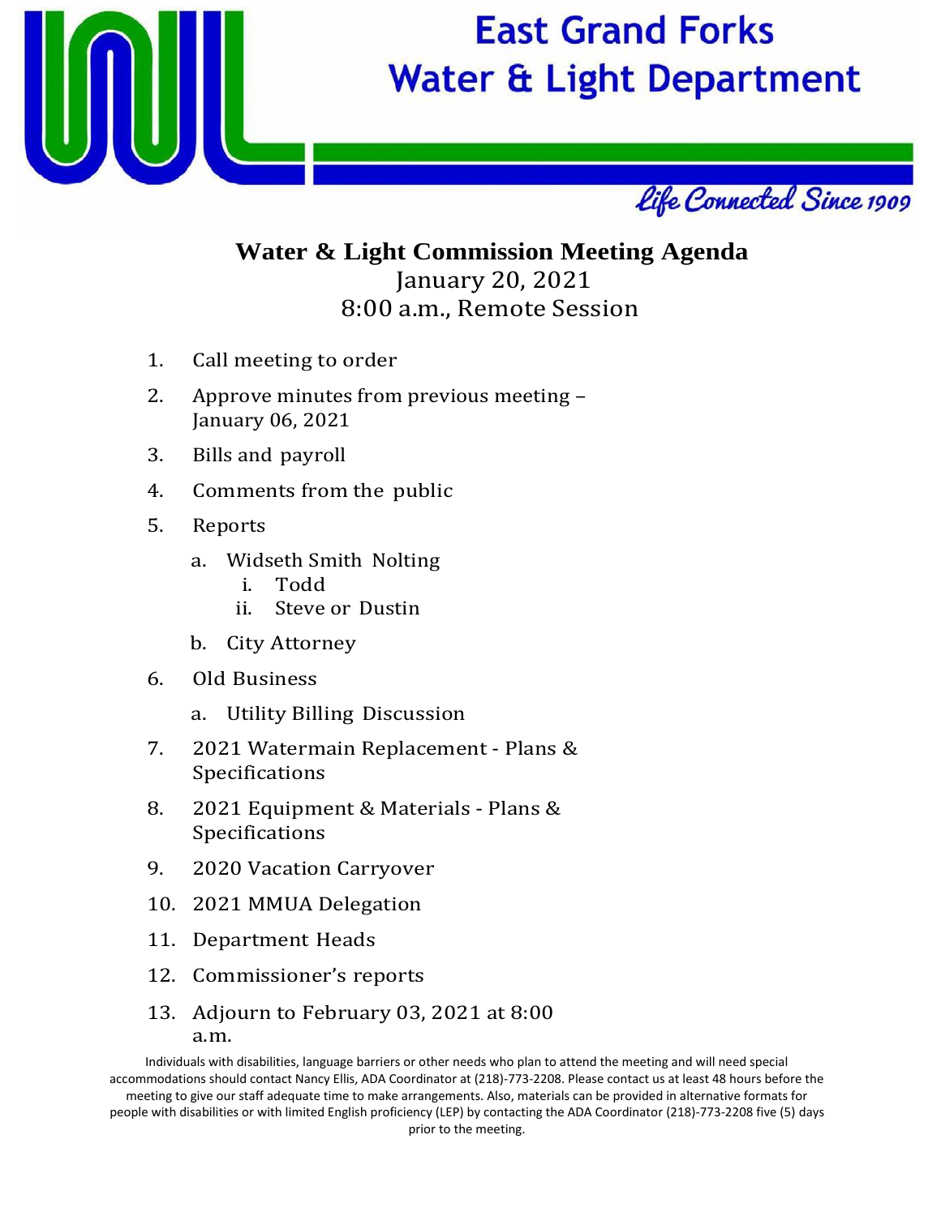# East Grand Forks Water & Light Department

*Life Connected Since 1909*

## Water & Light Commission Meeting Agenda

January 20, 2021
8:00 a.m., Remote Session

1. Call meeting to order
2. Approve minutes from previous meeting – January 06, 2021
3. Bills and payroll
4. Comments from the public
5. Reports
   a. Widseth Smith Nolting
      i. Todd
      ii. Steve or Dustin
   b. City Attorney
6. Old Business
   a. Utility Billing Discussion
7. 2021 Watermain Replacement - Plans & Specifications
8. 2021 Equipment & Materials - Plans & Specifications
9. 2020 Vacation Carryover
10. 2021 MMUA Delegation
11. Department Heads
12. Commissioner's reports
13. Adjourn to February 03, 2021 at 8:00 a.m.

Individuals with disabilities, language barriers or other needs who plan to attend the meeting and will need special accommodations should contact Nancy Ellis, ADA Coordinator at (218)-773-2208. Please contact us at least 48 hours before the meeting to give our staff adequate time to make arrangements. Also, materials can be provided in alternative formats for people with disabilities or with limited English proficiency (LEP) by contacting the ADA Coordinator (218)-773-2208 five (5) days prior to the meeting.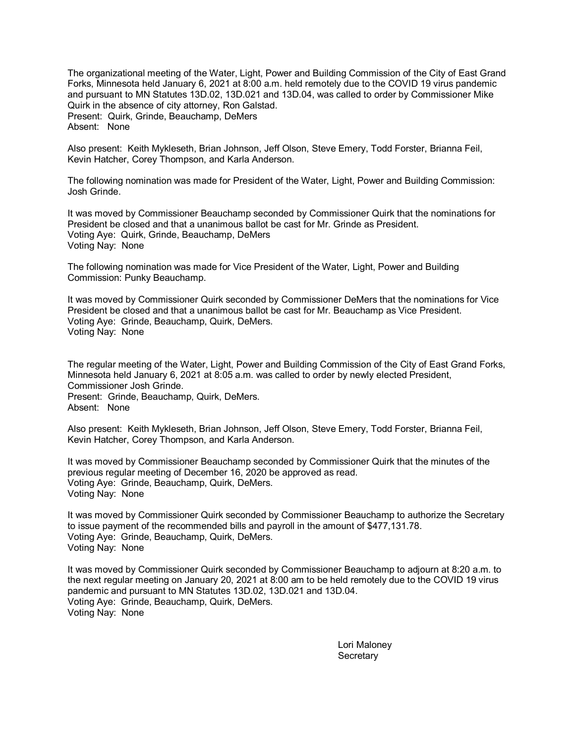The organizational meeting of the Water, Light, Power and Building Commission of the City of East Grand Forks, Minnesota held January 6, 2021 at 8:00 a.m. held remotely due to the COVID 19 virus pandemic and pursuant to MN Statutes 13D.02, 13D.021 and 13D.04, was called to order by Commissioner Mike Quirk in the absence of city attorney, Ron Galstad.
Present: Quirk, Grinde, Beauchamp, DeMers
Absent: None

Also present: Keith Mykleseth, Brian Johnson, Jeff Olson, Steve Emery, Todd Forster, Brianna Feil, Kevin Hatcher, Corey Thompson, and Karla Anderson.

The following nomination was made for President of the Water, Light, Power and Building Commission: Josh Grinde.

It was moved by Commissioner Beauchamp seconded by Commissioner Quirk that the nominations for President be closed and that a unanimous ballot be cast for Mr. Grinde as President.
Voting Aye: Quirk, Grinde, Beauchamp, DeMers
Voting Nay: None

The following nomination was made for Vice President of the Water, Light, Power and Building Commission: Punky Beauchamp.

It was moved by Commissioner Quirk seconded by Commissioner DeMers that the nominations for Vice President be closed and that a unanimous ballot be cast for Mr. Beauchamp as Vice President.
Voting Aye: Grinde, Beauchamp, Quirk, DeMers.
Voting Nay: None

The regular meeting of the Water, Light, Power and Building Commission of the City of East Grand Forks, Minnesota held January 6, 2021 at 8:05 a.m. was called to order by newly elected President, Commissioner Josh Grinde.
Present: Grinde, Beauchamp, Quirk, DeMers.
Absent: None

Also present: Keith Mykleseth, Brian Johnson, Jeff Olson, Steve Emery, Todd Forster, Brianna Feil, Kevin Hatcher, Corey Thompson, and Karla Anderson.

It was moved by Commissioner Beauchamp seconded by Commissioner Quirk that the minutes of the previous regular meeting of December 16, 2020 be approved as read.
Voting Aye: Grinde, Beauchamp, Quirk, DeMers.
Voting Nay: None

It was moved by Commissioner Quirk seconded by Commissioner Beauchamp to authorize the Secretary to issue payment of the recommended bills and payroll in the amount of $477,131.78.
Voting Aye: Grinde, Beauchamp, Quirk, DeMers.
Voting Nay: None

It was moved by Commissioner Quirk seconded by Commissioner Beauchamp to adjourn at 8:20 a.m. to the next regular meeting on January 20, 2021 at 8:00 am to be held remotely due to the COVID 19 virus pandemic and pursuant to MN Statutes 13D.02, 13D.021 and 13D.04.
Voting Aye: Grinde, Beauchamp, Quirk, DeMers.
Voting Nay: None

Lori Maloney
Secretary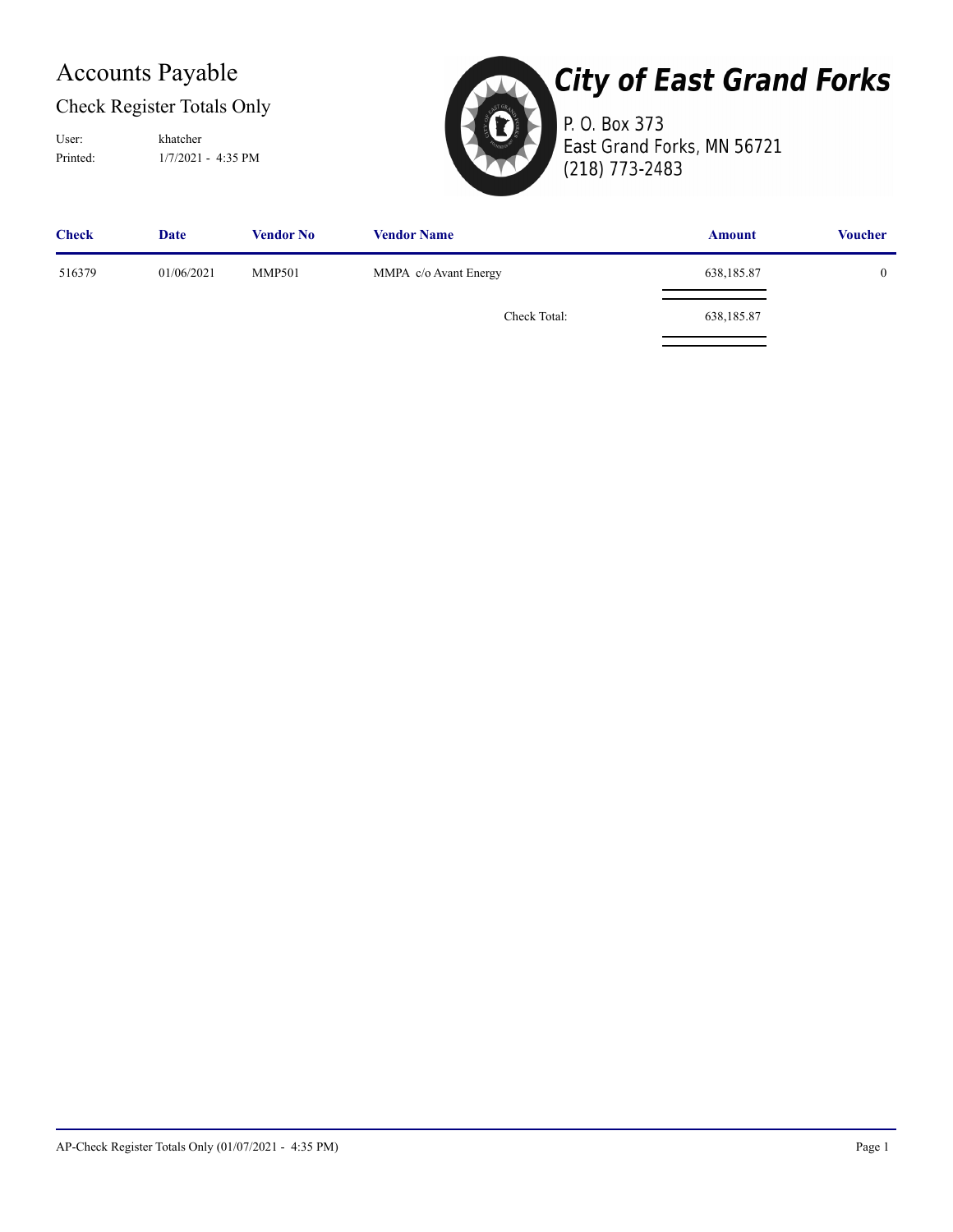# Accounts Payable

## Check Register Totals Only

User: khatcher

Printed: 1/7/2021 - 4:35 PM

**City of East Grand Forks**

P. O. Box 373

East Grand Forks, MN 56721

(218) 773-2483

| Check | Date | Vendor No | Vendor Name | Amount | Voucher |
|---|---|---|---|---|---|
| 516379 | 01/06/2021 | MMP501 | MMPA c/o Avant Energy | 638,185.87 | 0 |
| | | | Check Total: | 638,185.87 | |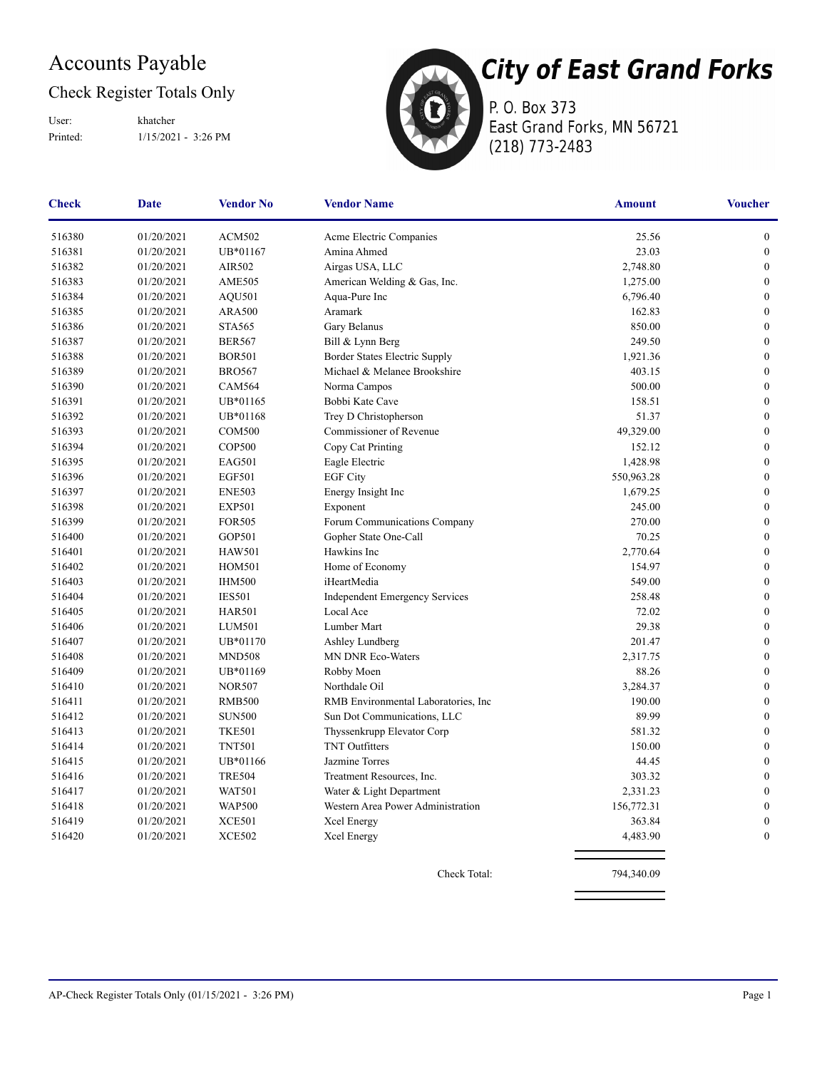# Accounts Payable

## Check Register Totals Only

User: khatcher
Printed: 1/15/2021 - 3:26 PM

**City of East Grand Forks**
P. O. Box 373
East Grand Forks, MN 56721
(218) 773-2483

| Check | Date | Vendor No | Vendor Name | Amount | Voucher |
|---|---|---|---|---|---|
| 516380 | 01/20/2021 | ACM502 | Acme Electric Companies | 25.56 | 0 |
| 516381 | 01/20/2021 | UB*01167 | Amina Ahmed | 23.03 | 0 |
| 516382 | 01/20/2021 | AIR502 | Airgas USA, LLC | 2,748.80 | 0 |
| 516383 | 01/20/2021 | AME505 | American Welding & Gas, Inc. | 1,275.00 | 0 |
| 516384 | 01/20/2021 | AQU501 | Aqua-Pure Inc | 6,796.40 | 0 |
| 516385 | 01/20/2021 | ARA500 | Aramark | 162.83 | 0 |
| 516386 | 01/20/2021 | STA565 | Gary Belanus | 850.00 | 0 |
| 516387 | 01/20/2021 | BER567 | Bill & Lynn Berg | 249.50 | 0 |
| 516388 | 01/20/2021 | BOR501 | Border States Electric Supply | 1,921.36 | 0 |
| 516389 | 01/20/2021 | BRO567 | Michael & Melanee Brookshire | 403.15 | 0 |
| 516390 | 01/20/2021 | CAM564 | Norma Campos | 500.00 | 0 |
| 516391 | 01/20/2021 | UB*01165 | Bobbi Kate Cave | 158.51 | 0 |
| 516392 | 01/20/2021 | UB*01168 | Trey D Christopherson | 51.37 | 0 |
| 516393 | 01/20/2021 | COM500 | Commissioner of Revenue | 49,329.00 | 0 |
| 516394 | 01/20/2021 | COP500 | Copy Cat Printing | 152.12 | 0 |
| 516395 | 01/20/2021 | EAG501 | Eagle Electric | 1,428.98 | 0 |
| 516396 | 01/20/2021 | EGF501 | EGF City | 550,963.28 | 0 |
| 516397 | 01/20/2021 | ENE503 | Energy Insight Inc | 1,679.25 | 0 |
| 516398 | 01/20/2021 | EXP501 | Exponent | 245.00 | 0 |
| 516399 | 01/20/2021 | FOR505 | Forum Communications Company | 270.00 | 0 |
| 516400 | 01/20/2021 | GOP501 | Gopher State One-Call | 70.25 | 0 |
| 516401 | 01/20/2021 | HAW501 | Hawkins Inc | 2,770.64 | 0 |
| 516402 | 01/20/2021 | HOM501 | Home of Economy | 154.97 | 0 |
| 516403 | 01/20/2021 | IHM500 | iHeartMedia | 549.00 | 0 |
| 516404 | 01/20/2021 | IES501 | Independent Emergency Services | 258.48 | 0 |
| 516405 | 01/20/2021 | HAR501 | Local Ace | 72.02 | 0 |
| 516406 | 01/20/2021 | LUM501 | Lumber Mart | 29.38 | 0 |
| 516407 | 01/20/2021 | UB*01170 | Ashley Lundberg | 201.47 | 0 |
| 516408 | 01/20/2021 | MND508 | MN DNR Eco-Waters | 2,317.75 | 0 |
| 516409 | 01/20/2021 | UB*01169 | Robby Moen | 88.26 | 0 |
| 516410 | 01/20/2021 | NOR507 | Northdale Oil | 3,284.37 | 0 |
| 516411 | 01/20/2021 | RMB500 | RMB Environmental Laboratories, Inc | 190.00 | 0 |
| 516412 | 01/20/2021 | SUN500 | Sun Dot Communications, LLC | 89.99 | 0 |
| 516413 | 01/20/2021 | TKE501 | Thyssenkrupp Elevator Corp | 581.32 | 0 |
| 516414 | 01/20/2021 | TNT501 | TNT Outfitters | 150.00 | 0 |
| 516415 | 01/20/2021 | UB*01166 | Jazmine Torres | 44.45 | 0 |
| 516416 | 01/20/2021 | TRE504 | Treatment Resources, Inc. | 303.32 | 0 |
| 516417 | 01/20/2021 | WAT501 | Water & Light Department | 2,331.23 | 0 |
| 516418 | 01/20/2021 | WAP500 | Western Area Power Administration | 156,772.31 | 0 |
| 516419 | 01/20/2021 | XCE501 | Xcel Energy | 363.84 | 0 |
| 516420 | 01/20/2021 | XCE502 | Xcel Energy | 4,483.90 | 0 |
| | | | Check Total: | 794,340.09 | |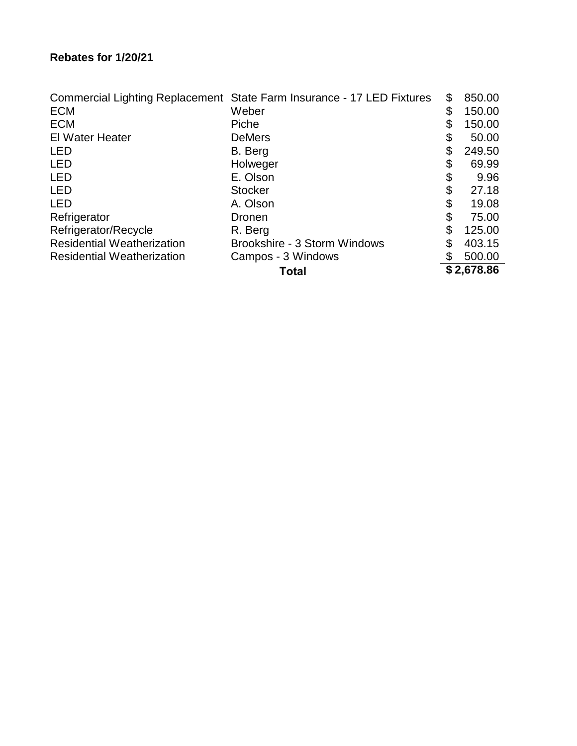**Rebates for 1/20/21**

| | | |
|---|---|---|
| Commercial Lighting Replacement | State Farm Insurance - 17 LED Fixtures | $ 850.00 |
| ECM | Weber | $ 150.00 |
| ECM | Piche | $ 150.00 |
| El Water Heater | DeMers | $ 50.00 |
| LED | B. Berg | $ 249.50 |
| LED | Holweger | $ 69.99 |
| LED | E. Olson | $ 9.96 |
| LED | Stocker | $ 27.18 |
| LED | A. Olson | $ 19.08 |
| Refrigerator | Dronen | $ 75.00 |
| Refrigerator/Recycle | R. Berg | $ 125.00 |
| Residential Weatherization | Brookshire - 3 Storm Windows | $ 403.15 |
| Residential Weatherization | Campos - 3 Windows | $ 500.00 |
| | **Total** | **$ 2,678.86** |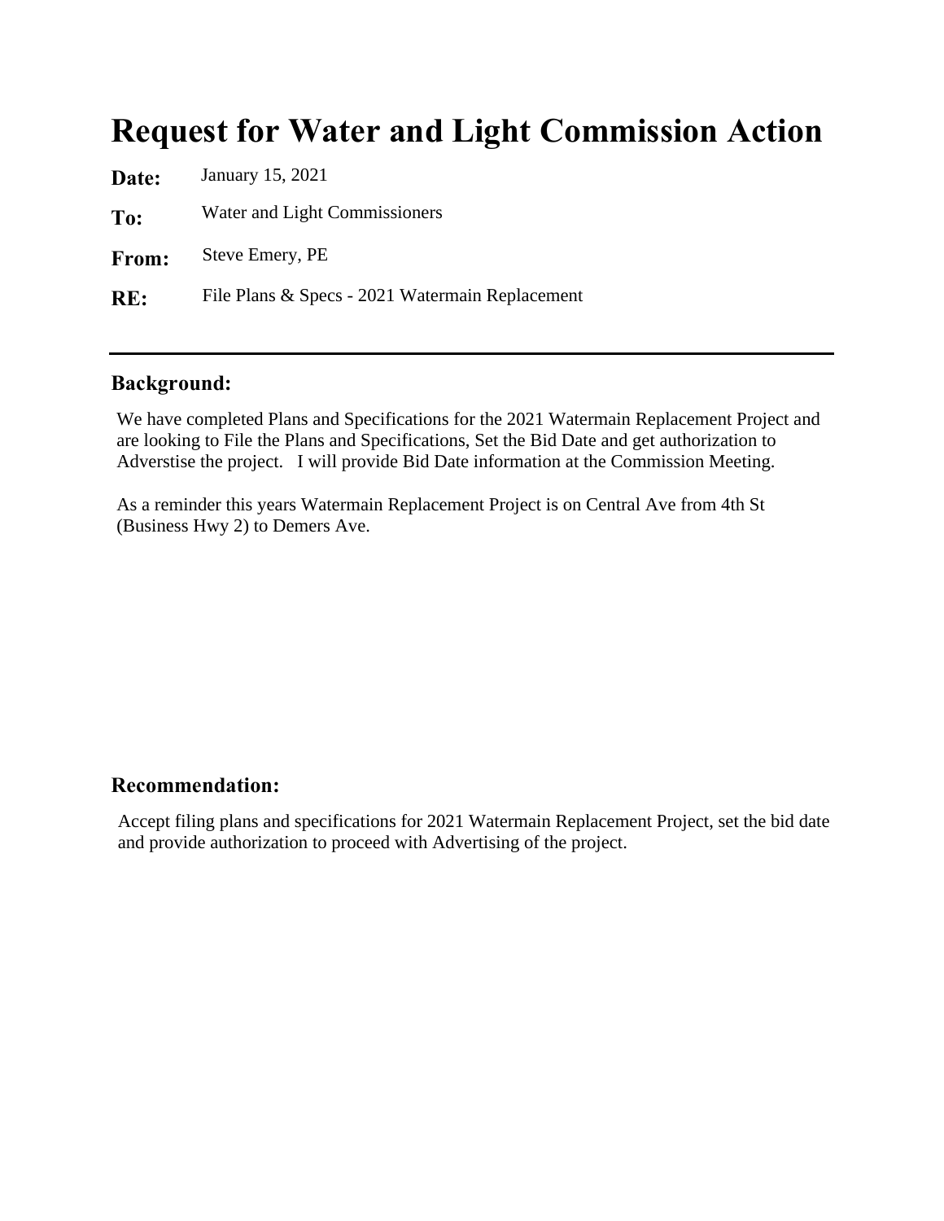# Request for Water and Light Commission Action

**Date:** January 15, 2021

**To:** Water and Light Commissioners

**From:** Steve Emery, PE

**RE:** File Plans & Specs - 2021 Watermain Replacement

---

## Background:

We have completed Plans and Specifications for the 2021 Watermain Replacement Project and are looking to File the Plans and Specifications, Set the Bid Date and get authorization to Adverstise the project. I will provide Bid Date information at the Commission Meeting.

As a reminder this years Watermain Replacement Project is on Central Ave from 4th St (Business Hwy 2) to Demers Ave.

## Recommendation:

Accept filing plans and specifications for 2021 Watermain Replacement Project, set the bid date and provide authorization to proceed with Advertising of the project.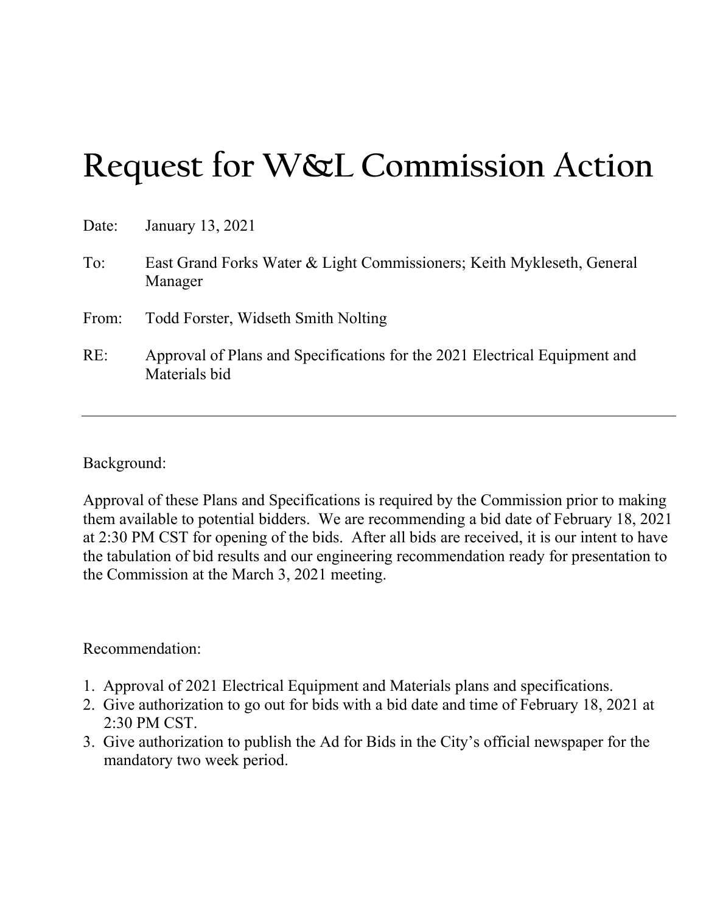# Request for W&L Commission Action

Date: January 13, 2021

To: East Grand Forks Water & Light Commissioners; Keith Mykleseth, General Manager

From: Todd Forster, Widseth Smith Nolting

RE: Approval of Plans and Specifications for the 2021 Electrical Equipment and Materials bid

---

Background:

Approval of these Plans and Specifications is required by the Commission prior to making them available to potential bidders. We are recommending a bid date of February 18, 2021 at 2:30 PM CST for opening of the bids. After all bids are received, it is our intent to have the tabulation of bid results and our engineering recommendation ready for presentation to the Commission at the March 3, 2021 meeting.

Recommendation:

1. Approval of 2021 Electrical Equipment and Materials plans and specifications.
2. Give authorization to go out for bids with a bid date and time of February 18, 2021 at 2:30 PM CST.
3. Give authorization to publish the Ad for Bids in the City's official newspaper for the mandatory two week period.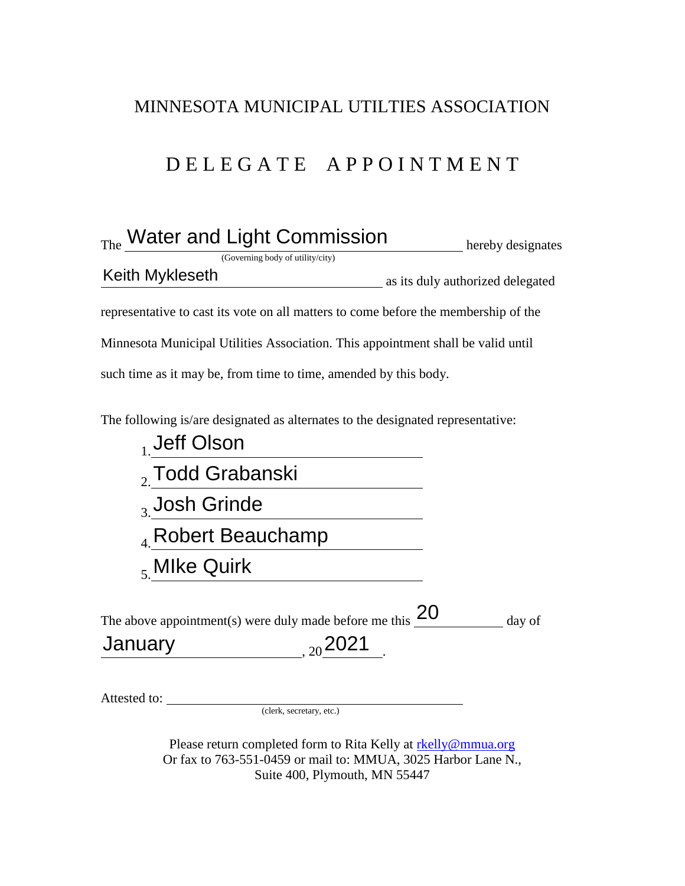# MINNESOTA MUNICIPAL UTILTIES ASSOCIATION

## D E L E G A T E   A P P O I N T M E N T

The Water and Light Commission hereby designates
(Governing body of utility/city)

Keith Mykleseth as its duly authorized delegated representative to cast its vote on all matters to come before the membership of the Minnesota Municipal Utilities Association. This appointment shall be valid until such time as it may be, from time to time, amended by this body.

The following is/are designated as alternates to the designated representative:

1. Jeff Olson
2. Todd Grabanski
3. Josh Grinde
4. Robert Beauchamp
5. MIke Quirk

The above appointment(s) were duly made before me this 20 day of January, 20 2021.

Attested to: ______________________________
(clerk, secretary, etc.)

Please return completed form to Rita Kelly at rkelly@mmua.org
Or fax to 763-551-0459 or mail to: MMUA, 3025 Harbor Lane N., Suite 400, Plymouth, MN 55447